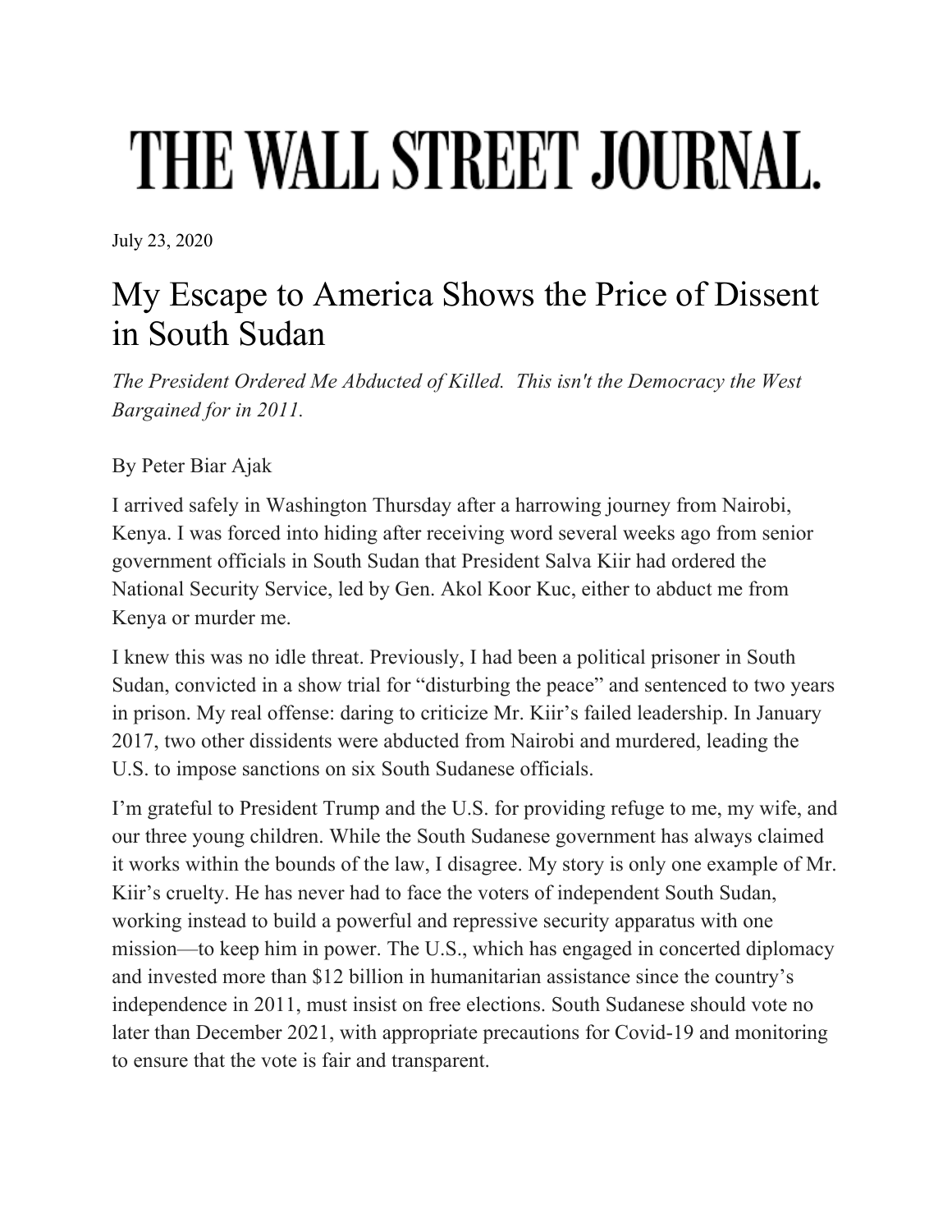# THE WALL STREET JOURNAL.

July 23, 2020

## My Escape to America Shows the Price of Dissent in South Sudan

*The President Ordered Me Abducted of Killed. This isn't the Democracy the West Bargained for in 2011.*

By Peter Biar Ajak

I arrived safely in Washington Thursday after a harrowing journey from Nairobi, Kenya. I was forced into hiding after receiving word several weeks ago from senior government officials in South Sudan that President Salva Kiir had ordered the National Security Service, led by Gen. Akol Koor Kuc, either to abduct me from Kenya or murder me.

I knew this was no idle threat. Previously, I had been a political prisoner in South Sudan, convicted in a show trial for "disturbing the peace" and sentenced to two years in prison. My real offense: daring to criticize Mr. Kiir's failed leadership. In January 2017, two other dissidents were abducted from Nairobi and murdered, leading the U.S. to impose sanctions on six South Sudanese officials.

I'm grateful to President Trump and the U.S. for providing refuge to me, my wife, and our three young children. While the South Sudanese government has always claimed it works within the bounds of the law, I disagree. My story is only one example of Mr. Kiir's cruelty. He has never had to face the voters of independent South Sudan, working instead to build a powerful and repressive security apparatus with one mission—to keep him in power. The U.S., which has engaged in concerted diplomacy and invested more than $12 billion in humanitarian assistance since the country's independence in 2011, must insist on free elections. South Sudanese should vote no later than December 2021, with appropriate precautions for Covid-19 and monitoring to ensure that the vote is fair and transparent.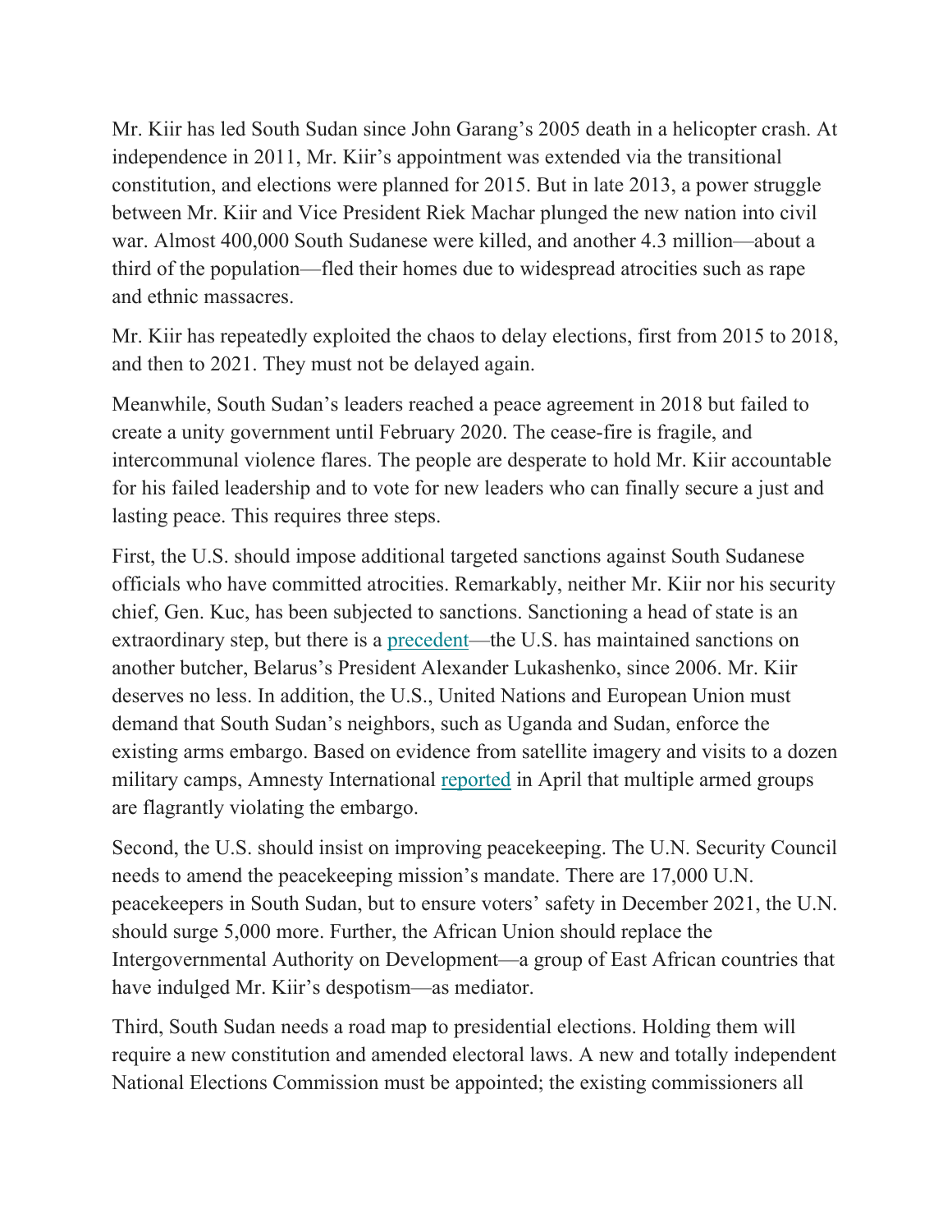Mr. Kiir has led South Sudan since John Garang's 2005 death in a helicopter crash. At independence in 2011, Mr. Kiir's appointment was extended via the transitional constitution, and elections were planned for 2015. But in late 2013, a power struggle between Mr. Kiir and Vice President Riek Machar plunged the new nation into civil war. Almost 400,000 South Sudanese were killed, and another 4.3 million—about a third of the population—fled their homes due to widespread atrocities such as rape and ethnic massacres.

Mr. Kiir has repeatedly exploited the chaos to delay elections, first from 2015 to 2018, and then to 2021. They must not be delayed again.

Meanwhile, South Sudan's leaders reached a peace agreement in 2018 but failed to create a unity government until February 2020. The cease-fire is fragile, and intercommunal violence flares. The people are desperate to hold Mr. Kiir accountable for his failed leadership and to vote for new leaders who can finally secure a just and lasting peace. This requires three steps.

First, the U.S. should impose additional targeted sanctions against South Sudanese officials who have committed atrocities. Remarkably, neither Mr. Kiir nor his security chief, Gen. Kuc, has been subjected to sanctions. Sanctioning a head of state is an extraordinary step, but there is a precedent—the U.S. has maintained sanctions on another butcher, Belarus's President Alexander Lukashenko, since 2006. Mr. Kiir deserves no less. In addition, the U.S., United Nations and European Union must demand that South Sudan's neighbors, such as Uganda and Sudan, enforce the existing arms embargo. Based on evidence from satellite imagery and visits to a dozen military camps, Amnesty International reported in April that multiple armed groups are flagrantly violating the embargo.

Second, the U.S. should insist on improving peacekeeping. The U.N. Security Council needs to amend the peacekeeping mission's mandate. There are 17,000 U.N. peacekeepers in South Sudan, but to ensure voters' safety in December 2021, the U.N. should surge 5,000 more. Further, the African Union should replace the Intergovernmental Authority on Development—a group of East African countries that have indulged Mr. Kiir's despotism—as mediator.

Third, South Sudan needs a road map to presidential elections. Holding them will require a new constitution and amended electoral laws. A new and totally independent National Elections Commission must be appointed; the existing commissioners all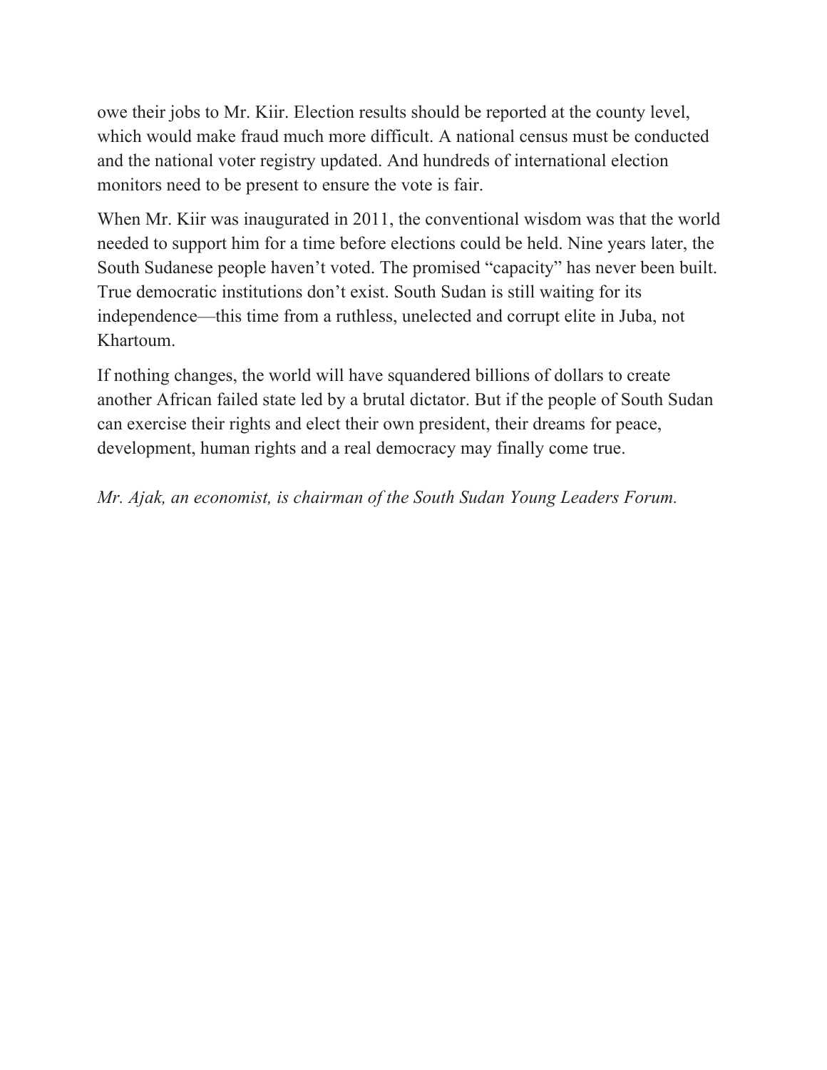owe their jobs to Mr. Kiir. Election results should be reported at the county level, which would make fraud much more difficult. A national census must be conducted and the national voter registry updated. And hundreds of international election monitors need to be present to ensure the vote is fair.

When Mr. Kiir was inaugurated in 2011, the conventional wisdom was that the world needed to support him for a time before elections could be held. Nine years later, the South Sudanese people haven't voted. The promised "capacity" has never been built. True democratic institutions don't exist. South Sudan is still waiting for its independence—this time from a ruthless, unelected and corrupt elite in Juba, not Khartoum.

If nothing changes, the world will have squandered billions of dollars to create another African failed state led by a brutal dictator. But if the people of South Sudan can exercise their rights and elect their own president, their dreams for peace, development, human rights and a real democracy may finally come true.

*Mr. Ajak, an economist, is chairman of the South Sudan Young Leaders Forum.*